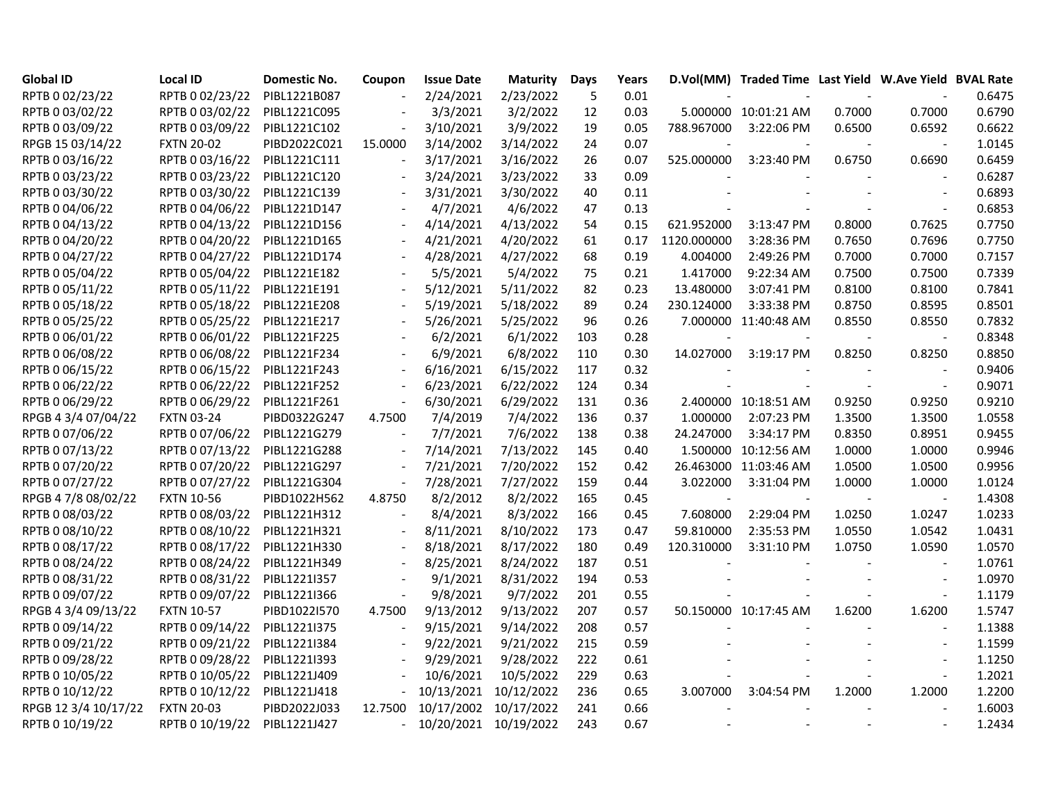| Global ID | Local ID | Domestic No. | Coupon | Issue Date | Maturity | Days | Years | D.Vol(MM) | Traded Time | Last Yield | W.Ave Yield | BVAL Rate |
|---|---|---|---|---|---|---|---|---|---|---|---|---|
| RPTB 0 02/23/22 | RPTB 0 02/23/22 | PIBL1221B087 | - | 2/24/2021 | 2/23/2022 | 5 | 0.01 | - | - | - | - | 0.6475 |
| RPTB 0 03/02/22 | RPTB 0 03/02/22 | PIBL1221C095 | - | 3/3/2021 | 3/2/2022 | 12 | 0.03 | 5.000000 | 10:01:21 AM | 0.7000 | 0.7000 | 0.6790 |
| RPTB 0 03/09/22 | RPTB 0 03/09/22 | PIBL1221C102 | - | 3/10/2021 | 3/9/2022 | 19 | 0.05 | 788.967000 | 3:22:06 PM | 0.6500 | 0.6592 | 0.6622 |
| RPGB 15 03/14/22 | FXTN 20-02 | PIBD2022C021 | 15.0000 | 3/14/2002 | 3/14/2022 | 24 | 0.07 | - | - | - | - | 1.0145 |
| RPTB 0 03/16/22 | RPTB 0 03/16/22 | PIBL1221C111 | - | 3/17/2021 | 3/16/2022 | 26 | 0.07 | 525.000000 | 3:23:40 PM | 0.6750 | 0.6690 | 0.6459 |
| RPTB 0 03/23/22 | RPTB 0 03/23/22 | PIBL1221C120 | - | 3/24/2021 | 3/23/2022 | 33 | 0.09 | - | - | - | - | 0.6287 |
| RPTB 0 03/30/22 | RPTB 0 03/30/22 | PIBL1221C139 | - | 3/31/2021 | 3/30/2022 | 40 | 0.11 | - | - | - | - | 0.6893 |
| RPTB 0 04/06/22 | RPTB 0 04/06/22 | PIBL1221D147 | - | 4/7/2021 | 4/6/2022 | 47 | 0.13 | - | - | - | - | 0.6853 |
| RPTB 0 04/13/22 | RPTB 0 04/13/22 | PIBL1221D156 | - | 4/14/2021 | 4/13/2022 | 54 | 0.15 | 621.952000 | 3:13:47 PM | 0.8000 | 0.7625 | 0.7750 |
| RPTB 0 04/20/22 | RPTB 0 04/20/22 | PIBL1221D165 | - | 4/21/2021 | 4/20/2022 | 61 | 0.17 | 1120.000000 | 3:28:36 PM | 0.7650 | 0.7696 | 0.7750 |
| RPTB 0 04/27/22 | RPTB 0 04/27/22 | PIBL1221D174 | - | 4/28/2021 | 4/27/2022 | 68 | 0.19 | 4.004000 | 2:49:26 PM | 0.7000 | 0.7000 | 0.7157 |
| RPTB 0 05/04/22 | RPTB 0 05/04/22 | PIBL1221E182 | - | 5/5/2021 | 5/4/2022 | 75 | 0.21 | 1.417000 | 9:22:34 AM | 0.7500 | 0.7500 | 0.7339 |
| RPTB 0 05/11/22 | RPTB 0 05/11/22 | PIBL1221E191 | - | 5/12/2021 | 5/11/2022 | 82 | 0.23 | 13.480000 | 3:07:41 PM | 0.8100 | 0.8100 | 0.7841 |
| RPTB 0 05/18/22 | RPTB 0 05/18/22 | PIBL1221E208 | - | 5/19/2021 | 5/18/2022 | 89 | 0.24 | 230.124000 | 3:33:38 PM | 0.8750 | 0.8595 | 0.8501 |
| RPTB 0 05/25/22 | RPTB 0 05/25/22 | PIBL1221E217 | - | 5/26/2021 | 5/25/2022 | 96 | 0.26 | 7.000000 | 11:40:48 AM | 0.8550 | 0.8550 | 0.7832 |
| RPTB 0 06/01/22 | RPTB 0 06/01/22 | PIBL1221F225 | - | 6/2/2021 | 6/1/2022 | 103 | 0.28 | - | - | - | - | 0.8348 |
| RPTB 0 06/08/22 | RPTB 0 06/08/22 | PIBL1221F234 | - | 6/9/2021 | 6/8/2022 | 110 | 0.30 | 14.027000 | 3:19:17 PM | 0.8250 | 0.8250 | 0.8850 |
| RPTB 0 06/15/22 | RPTB 0 06/15/22 | PIBL1221F243 | - | 6/16/2021 | 6/15/2022 | 117 | 0.32 | - | - | - | - | 0.9406 |
| RPTB 0 06/22/22 | RPTB 0 06/22/22 | PIBL1221F252 | - | 6/23/2021 | 6/22/2022 | 124 | 0.34 | - | - | - | - | 0.9071 |
| RPTB 0 06/29/22 | RPTB 0 06/29/22 | PIBL1221F261 | - | 6/30/2021 | 6/29/2022 | 131 | 0.36 | 2.400000 | 10:18:51 AM | 0.9250 | 0.9250 | 0.9210 |
| RPGB 4 3/4 07/04/22 | FXTN 03-24 | PIBD0322G247 | 4.7500 | 7/4/2019 | 7/4/2022 | 136 | 0.37 | 1.000000 | 2:07:23 PM | 1.3500 | 1.3500 | 1.0558 |
| RPTB 0 07/06/22 | RPTB 0 07/06/22 | PIBL1221G279 | - | 7/7/2021 | 7/6/2022 | 138 | 0.38 | 24.247000 | 3:34:17 PM | 0.8350 | 0.8951 | 0.9455 |
| RPTB 0 07/13/22 | RPTB 0 07/13/22 | PIBL1221G288 | - | 7/14/2021 | 7/13/2022 | 145 | 0.40 | 1.500000 | 10:12:56 AM | 1.0000 | 1.0000 | 0.9946 |
| RPTB 0 07/20/22 | RPTB 0 07/20/22 | PIBL1221G297 | - | 7/21/2021 | 7/20/2022 | 152 | 0.42 | 26.463000 | 11:03:46 AM | 1.0500 | 1.0500 | 0.9956 |
| RPTB 0 07/27/22 | RPTB 0 07/27/22 | PIBL1221G304 | - | 7/28/2021 | 7/27/2022 | 159 | 0.44 | 3.022000 | 3:31:04 PM | 1.0000 | 1.0000 | 1.0124 |
| RPGB 4 7/8 08/02/22 | FXTN 10-56 | PIBD1022H562 | 4.8750 | 8/2/2012 | 8/2/2022 | 165 | 0.45 | - | - | - | - | 1.4308 |
| RPTB 0 08/03/22 | RPTB 0 08/03/22 | PIBL1221H312 | - | 8/4/2021 | 8/3/2022 | 166 | 0.45 | 7.608000 | 2:29:04 PM | 1.0250 | 1.0247 | 1.0233 |
| RPTB 0 08/10/22 | RPTB 0 08/10/22 | PIBL1221H321 | - | 8/11/2021 | 8/10/2022 | 173 | 0.47 | 59.810000 | 2:35:53 PM | 1.0550 | 1.0542 | 1.0431 |
| RPTB 0 08/17/22 | RPTB 0 08/17/22 | PIBL1221H330 | - | 8/18/2021 | 8/17/2022 | 180 | 0.49 | 120.310000 | 3:31:10 PM | 1.0750 | 1.0590 | 1.0570 |
| RPTB 0 08/24/22 | RPTB 0 08/24/22 | PIBL1221H349 | - | 8/25/2021 | 8/24/2022 | 187 | 0.51 | - | - | - | - | 1.0761 |
| RPTB 0 08/31/22 | RPTB 0 08/31/22 | PIBL1221I357 | - | 9/1/2021 | 8/31/2022 | 194 | 0.53 | - | - | - | - | 1.0970 |
| RPTB 0 09/07/22 | RPTB 0 09/07/22 | PIBL1221I366 | - | 9/8/2021 | 9/7/2022 | 201 | 0.55 | - | - | - | - | 1.1179 |
| RPGB 4 3/4 09/13/22 | FXTN 10-57 | PIBD1022I570 | 4.7500 | 9/13/2012 | 9/13/2022 | 207 | 0.57 | 50.150000 | 10:17:45 AM | 1.6200 | 1.6200 | 1.5747 |
| RPTB 0 09/14/22 | RPTB 0 09/14/22 | PIBL1221I375 | - | 9/15/2021 | 9/14/2022 | 208 | 0.57 | - | - | - | - | 1.1388 |
| RPTB 0 09/21/22 | RPTB 0 09/21/22 | PIBL1221I384 | - | 9/22/2021 | 9/21/2022 | 215 | 0.59 | - | - | - | - | 1.1599 |
| RPTB 0 09/28/22 | RPTB 0 09/28/22 | PIBL1221I393 | - | 9/29/2021 | 9/28/2022 | 222 | 0.61 | - | - | - | - | 1.1250 |
| RPTB 0 10/05/22 | RPTB 0 10/05/22 | PIBL1221J409 | - | 10/6/2021 | 10/5/2022 | 229 | 0.63 | - | - | - | - | 1.2021 |
| RPTB 0 10/12/22 | RPTB 0 10/12/22 | PIBL1221J418 | - | 10/13/2021 | 10/12/2022 | 236 | 0.65 | 3.007000 | 3:04:54 PM | 1.2000 | 1.2000 | 1.2200 |
| RPGB 12 3/4 10/17/22 | FXTN 20-03 | PIBD2022J033 | 12.7500 | 10/17/2002 | 10/17/2022 | 241 | 0.66 | - | - | - | - | 1.6003 |
| RPTB 0 10/19/22 | RPTB 0 10/19/22 | PIBL1221J427 | - | 10/20/2021 | 10/19/2022 | 243 | 0.67 | - | - | - | - | 1.2434 |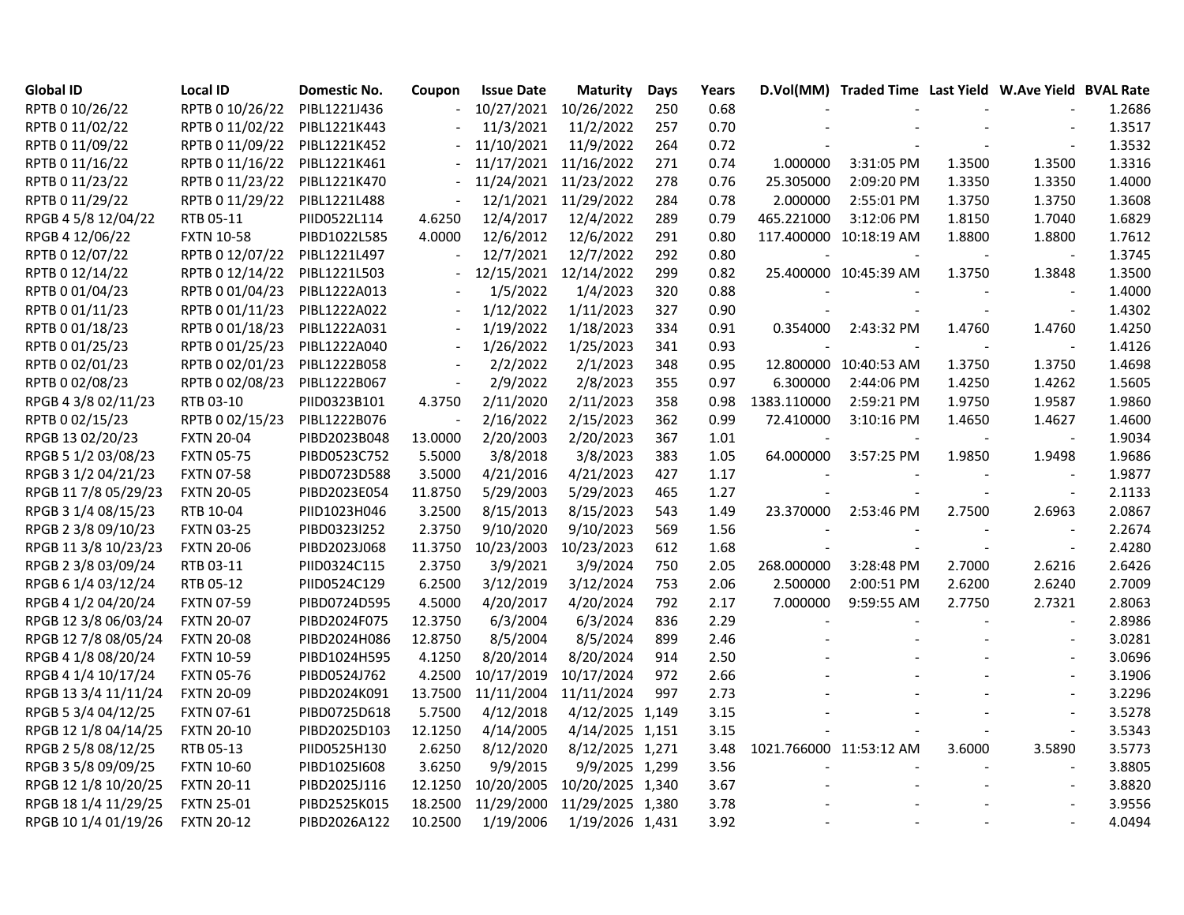| Global ID | Local ID | Domestic No. | Coupon | Issue Date | Maturity | Days | Years | D.Vol(MM) | Traded Time | Last Yield | W.Ave Yield | BVAL Rate |
|---|---|---|---|---|---|---|---|---|---|---|---|---|
| RPTB 0 10/26/22 | RPTB 0 10/26/22 | PIBL1221J436 | - | 10/27/2021 | 10/26/2022 | 250 | 0.68 | - | - | - | - | 1.2686 |
| RPTB 0 11/02/22 | RPTB 0 11/02/22 | PIBL1221K443 | - | 11/3/2021 | 11/2/2022 | 257 | 0.70 | - | - | - | - | 1.3517 |
| RPTB 0 11/09/22 | RPTB 0 11/09/22 | PIBL1221K452 | - | 11/10/2021 | 11/9/2022 | 264 | 0.72 | - | - | - | - | 1.3532 |
| RPTB 0 11/16/22 | RPTB 0 11/16/22 | PIBL1221K461 | - | 11/17/2021 | 11/16/2022 | 271 | 0.74 | 1.000000 | 3:31:05 PM | 1.3500 | 1.3500 | 1.3316 |
| RPTB 0 11/23/22 | RPTB 0 11/23/22 | PIBL1221K470 | - | 11/24/2021 | 11/23/2022 | 278 | 0.76 | 25.305000 | 2:09:20 PM | 1.3350 | 1.3350 | 1.4000 |
| RPTB 0 11/29/22 | RPTB 0 11/29/22 | PIBL1221L488 | - | 12/1/2021 | 11/29/2022 | 284 | 0.78 | 2.000000 | 2:55:01 PM | 1.3750 | 1.3750 | 1.3608 |
| RPGB 4 5/8 12/04/22 | RTB 05-11 | PIID0522L114 | 4.6250 | 12/4/2017 | 12/4/2022 | 289 | 0.79 | 465.221000 | 3:12:06 PM | 1.8150 | 1.7040 | 1.6829 |
| RPGB 4 12/06/22 | FXTN 10-58 | PIBD1022L585 | 4.0000 | 12/6/2012 | 12/6/2022 | 291 | 0.80 | 117.400000 | 10:18:19 AM | 1.8800 | 1.8800 | 1.7612 |
| RPTB 0 12/07/22 | RPTB 0 12/07/22 | PIBL1221L497 | - | 12/7/2021 | 12/7/2022 | 292 | 0.80 | - | - | - | - | 1.3745 |
| RPTB 0 12/14/22 | RPTB 0 12/14/22 | PIBL1221L503 | - | 12/15/2021 | 12/14/2022 | 299 | 0.82 | 25.400000 | 10:45:39 AM | 1.3750 | 1.3848 | 1.3500 |
| RPTB 0 01/04/23 | RPTB 0 01/04/23 | PIBL1222A013 | - | 1/5/2022 | 1/4/2023 | 320 | 0.88 | - | - | - | - | 1.4000 |
| RPTB 0 01/11/23 | RPTB 0 01/11/23 | PIBL1222A022 | - | 1/12/2022 | 1/11/2023 | 327 | 0.90 | - | - | - | - | 1.4302 |
| RPTB 0 01/18/23 | RPTB 0 01/18/23 | PIBL1222A031 | - | 1/19/2022 | 1/18/2023 | 334 | 0.91 | 0.354000 | 2:43:32 PM | 1.4760 | 1.4760 | 1.4250 |
| RPTB 0 01/25/23 | RPTB 0 01/25/23 | PIBL1222A040 | - | 1/26/2022 | 1/25/2023 | 341 | 0.93 | - | - | - | - | 1.4126 |
| RPTB 0 02/01/23 | RPTB 0 02/01/23 | PIBL1222B058 | - | 2/2/2022 | 2/1/2023 | 348 | 0.95 | 12.800000 | 10:40:53 AM | 1.3750 | 1.3750 | 1.4698 |
| RPTB 0 02/08/23 | RPTB 0 02/08/23 | PIBL1222B067 | - | 2/9/2022 | 2/8/2023 | 355 | 0.97 | 6.300000 | 2:44:06 PM | 1.4250 | 1.4262 | 1.5605 |
| RPGB 4 3/8 02/11/23 | RTB 03-10 | PIID0323B101 | 4.3750 | 2/11/2020 | 2/11/2023 | 358 | 0.98 | 1383.110000 | 2:59:21 PM | 1.9750 | 1.9587 | 1.9860 |
| RPTB 0 02/15/23 | RPTB 0 02/15/23 | PIBL1222B076 | - | 2/16/2022 | 2/15/2023 | 362 | 0.99 | 72.410000 | 3:10:16 PM | 1.4650 | 1.4627 | 1.4600 |
| RPGB 13 02/20/23 | FXTN 20-04 | PIBD2023B048 | 13.0000 | 2/20/2003 | 2/20/2023 | 367 | 1.01 | - | - | - | - | 1.9034 |
| RPGB 5 1/2 03/08/23 | FXTN 05-75 | PIBD0523C752 | 5.5000 | 3/8/2018 | 3/8/2023 | 383 | 1.05 | 64.000000 | 3:57:25 PM | 1.9850 | 1.9498 | 1.9686 |
| RPGB 3 1/2 04/21/23 | FXTN 07-58 | PIBD0723D588 | 3.5000 | 4/21/2016 | 4/21/2023 | 427 | 1.17 | - | - | - | - | 1.9877 |
| RPGB 11 7/8 05/29/23 | FXTN 20-05 | PIBD2023E054 | 11.8750 | 5/29/2003 | 5/29/2023 | 465 | 1.27 | - | - | - | - | 2.1133 |
| RPGB 3 1/4 08/15/23 | RTB 10-04 | PIID1023H046 | 3.2500 | 8/15/2013 | 8/15/2023 | 543 | 1.49 | 23.370000 | 2:53:46 PM | 2.7500 | 2.6963 | 2.0867 |
| RPGB 2 3/8 09/10/23 | FXTN 03-25 | PIBD0323I252 | 2.3750 | 9/10/2020 | 9/10/2023 | 569 | 1.56 | - | - | - | - | 2.2674 |
| RPGB 11 3/8 10/23/23 | FXTN 20-06 | PIBD2023J068 | 11.3750 | 10/23/2003 | 10/23/2023 | 612 | 1.68 | - | - | - | - | 2.4280 |
| RPGB 2 3/8 03/09/24 | RTB 03-11 | PIID0324C115 | 2.3750 | 3/9/2021 | 3/9/2024 | 750 | 2.05 | 268.000000 | 3:28:48 PM | 2.7000 | 2.6216 | 2.6426 |
| RPGB 6 1/4 03/12/24 | RTB 05-12 | PIID0524C129 | 6.2500 | 3/12/2019 | 3/12/2024 | 753 | 2.06 | 2.500000 | 2:00:51 PM | 2.6200 | 2.6240 | 2.7009 |
| RPGB 4 1/2 04/20/24 | FXTN 07-59 | PIBD0724D595 | 4.5000 | 4/20/2017 | 4/20/2024 | 792 | 2.17 | 7.000000 | 9:59:55 AM | 2.7750 | 2.7321 | 2.8063 |
| RPGB 12 3/8 06/03/24 | FXTN 20-07 | PIBD2024F075 | 12.3750 | 6/3/2004 | 6/3/2024 | 836 | 2.29 | - | - | - | - | 2.8986 |
| RPGB 12 7/8 08/05/24 | FXTN 20-08 | PIBD2024H086 | 12.8750 | 8/5/2004 | 8/5/2024 | 899 | 2.46 | - | - | - | - | 3.0281 |
| RPGB 4 1/8 08/20/24 | FXTN 10-59 | PIBD1024H595 | 4.1250 | 8/20/2014 | 8/20/2024 | 914 | 2.50 | - | - | - | - | 3.0696 |
| RPGB 4 1/4 10/17/24 | FXTN 05-76 | PIBD0524J762 | 4.2500 | 10/17/2019 | 10/17/2024 | 972 | 2.66 | - | - | - | - | 3.1906 |
| RPGB 13 3/4 11/11/24 | FXTN 20-09 | PIBD2024K091 | 13.7500 | 11/11/2004 | 11/11/2024 | 997 | 2.73 | - | - | - | - | 3.2296 |
| RPGB 5 3/4 04/12/25 | FXTN 07-61 | PIBD0725D618 | 5.7500 | 4/12/2018 | 4/12/2025 | 1,149 | 3.15 | - | - | - | - | 3.5278 |
| RPGB 12 1/8 04/14/25 | FXTN 20-10 | PIBD2025D103 | 12.1250 | 4/14/2005 | 4/14/2025 | 1,151 | 3.15 | - | - | - | - | 3.5343 |
| RPGB 2 5/8 08/12/25 | RTB 05-13 | PIID0525H130 | 2.6250 | 8/12/2020 | 8/12/2025 | 1,271 | 3.48 | 1021.766000 | 11:53:12 AM | 3.6000 | 3.5890 | 3.5773 |
| RPGB 3 5/8 09/09/25 | FXTN 10-60 | PIBD1025I608 | 3.6250 | 9/9/2015 | 9/9/2025 | 1,299 | 3.56 | - | - | - | - | 3.8805 |
| RPGB 12 1/8 10/20/25 | FXTN 20-11 | PIBD2025J116 | 12.1250 | 10/20/2005 | 10/20/2025 | 1,340 | 3.67 | - | - | - | - | 3.8820 |
| RPGB 18 1/4 11/29/25 | FXTN 25-01 | PIBD2525K015 | 18.2500 | 11/29/2000 | 11/29/2025 | 1,380 | 3.78 | - | - | - | - | 3.9556 |
| RPGB 10 1/4 01/19/26 | FXTN 20-12 | PIBD2026A122 | 10.2500 | 1/19/2006 | 1/19/2026 | 1,431 | 3.92 | - | - | - | - | 4.0494 |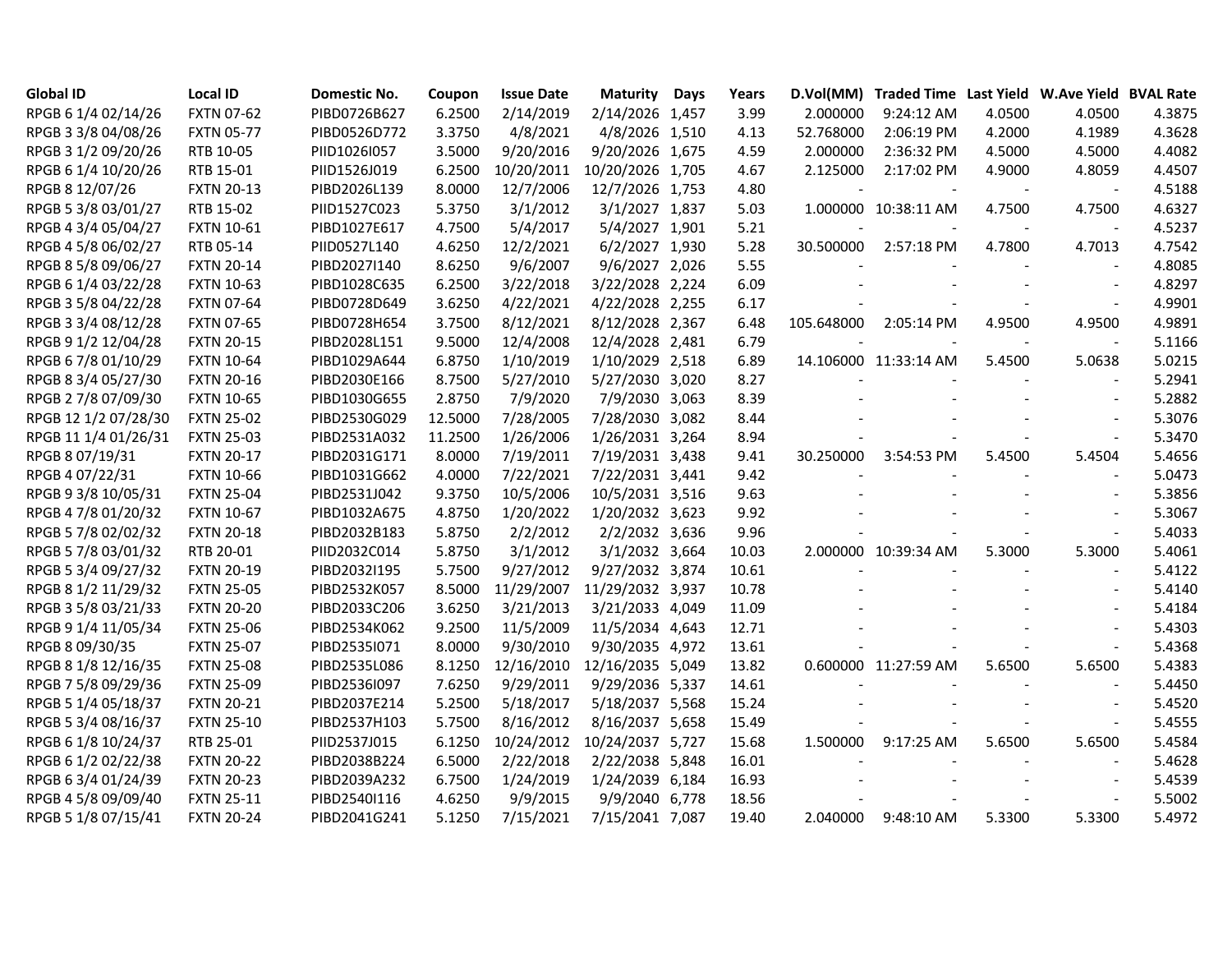| Global ID | Local ID | Domestic No. | Coupon | Issue Date | Maturity | Days | Years | D.Vol(MM) | Traded Time | Last Yield | W.Ave Yield | BVAL Rate |
|---|---|---|---|---|---|---|---|---|---|---|---|---|
| RPGB 6 1/4 02/14/26 | FXTN 07-62 | PIBD0726B627 | 6.2500 | 2/14/2019 | 2/14/2026 | 1,457 | 3.99 | 2.000000 | 9:24:12 AM | 4.0500 | 4.0500 | 4.3875 |
| RPGB 3 3/8 04/08/26 | FXTN 05-77 | PIBD0526D772 | 3.3750 | 4/8/2021 | 4/8/2026 | 1,510 | 4.13 | 52.768000 | 2:06:19 PM | 4.2000 | 4.1989 | 4.3628 |
| RPGB 3 1/2 09/20/26 | RTB 10-05 | PIID1026I057 | 3.5000 | 9/20/2016 | 9/20/2026 | 1,675 | 4.59 | 2.000000 | 2:36:32 PM | 4.5000 | 4.5000 | 4.4082 |
| RPGB 6 1/4 10/20/26 | RTB 15-01 | PIID1526J019 | 6.2500 | 10/20/2011 | 10/20/2026 | 1,705 | 4.67 | 2.125000 | 2:17:02 PM | 4.9000 | 4.8059 | 4.4507 |
| RPGB 8 12/07/26 | FXTN 20-13 | PIBD2026L139 | 8.0000 | 12/7/2006 | 12/7/2026 | 1,753 | 4.80 | - | - | - | - | 4.5188 |
| RPGB 5 3/8 03/01/27 | RTB 15-02 | PIID1527C023 | 5.3750 | 3/1/2012 | 3/1/2027 | 1,837 | 5.03 | 1.000000 | 10:38:11 AM | 4.7500 | 4.7500 | 4.6327 |
| RPGB 4 3/4 05/04/27 | FXTN 10-61 | PIBD1027E617 | 4.7500 | 5/4/2017 | 5/4/2027 | 1,901 | 5.21 | - | - | - | - | 4.5237 |
| RPGB 4 5/8 06/02/27 | RTB 05-14 | PIID0527L140 | 4.6250 | 12/2/2021 | 6/2/2027 | 1,930 | 5.28 | 30.500000 | 2:57:18 PM | 4.7800 | 4.7013 | 4.7542 |
| RPGB 8 5/8 09/06/27 | FXTN 20-14 | PIBD2027I140 | 8.6250 | 9/6/2007 | 9/6/2027 | 2,026 | 5.55 | - | - | - | - | 4.8085 |
| RPGB 6 1/4 03/22/28 | FXTN 10-63 | PIBD1028C635 | 6.2500 | 3/22/2018 | 3/22/2028 | 2,224 | 6.09 | - | - | - | - | 4.8297 |
| RPGB 3 5/8 04/22/28 | FXTN 07-64 | PIBD0728D649 | 3.6250 | 4/22/2021 | 4/22/2028 | 2,255 | 6.17 | - | - | - | - | 4.9901 |
| RPGB 3 3/4 08/12/28 | FXTN 07-65 | PIBD0728H654 | 3.7500 | 8/12/2021 | 8/12/2028 | 2,367 | 6.48 | 105.648000 | 2:05:14 PM | 4.9500 | 4.9500 | 4.9891 |
| RPGB 9 1/2 12/04/28 | FXTN 20-15 | PIBD2028L151 | 9.5000 | 12/4/2008 | 12/4/2028 | 2,481 | 6.79 | - | - | - | - | 5.1166 |
| RPGB 6 7/8 01/10/29 | FXTN 10-64 | PIBD1029A644 | 6.8750 | 1/10/2019 | 1/10/2029 | 2,518 | 6.89 | 14.106000 | 11:33:14 AM | 5.4500 | 5.0638 | 5.0215 |
| RPGB 8 3/4 05/27/30 | FXTN 20-16 | PIBD2030E166 | 8.7500 | 5/27/2010 | 5/27/2030 | 3,020 | 8.27 | - | - | - | - | 5.2941 |
| RPGB 2 7/8 07/09/30 | FXTN 10-65 | PIBD1030G655 | 2.8750 | 7/9/2020 | 7/9/2030 | 3,063 | 8.39 | - | - | - | - | 5.2882 |
| RPGB 12 1/2 07/28/30 | FXTN 25-02 | PIBD2530G029 | 12.5000 | 7/28/2005 | 7/28/2030 | 3,082 | 8.44 | - | - | - | - | 5.3076 |
| RPGB 11 1/4 01/26/31 | FXTN 25-03 | PIBD2531A032 | 11.2500 | 1/26/2006 | 1/26/2031 | 3,264 | 8.94 | - | - | - | - | 5.3470 |
| RPGB 8 07/19/31 | FXTN 20-17 | PIBD2031G171 | 8.0000 | 7/19/2011 | 7/19/2031 | 3,438 | 9.41 | 30.250000 | 3:54:53 PM | 5.4500 | 5.4504 | 5.4656 |
| RPGB 4 07/22/31 | FXTN 10-66 | PIBD1031G662 | 4.0000 | 7/22/2021 | 7/22/2031 | 3,441 | 9.42 | - | - | - | - | 5.0473 |
| RPGB 9 3/8 10/05/31 | FXTN 25-04 | PIBD2531J042 | 9.3750 | 10/5/2006 | 10/5/2031 | 3,516 | 9.63 | - | - | - | - | 5.3856 |
| RPGB 4 7/8 01/20/32 | FXTN 10-67 | PIBD1032A675 | 4.8750 | 1/20/2022 | 1/20/2032 | 3,623 | 9.92 | - | - | - | - | 5.3067 |
| RPGB 5 7/8 02/02/32 | FXTN 20-18 | PIBD2032B183 | 5.8750 | 2/2/2012 | 2/2/2032 | 3,636 | 9.96 | - | - | - | - | 5.4033 |
| RPGB 5 7/8 03/01/32 | RTB 20-01 | PIID2032C014 | 5.8750 | 3/1/2012 | 3/1/2032 | 3,664 | 10.03 | 2.000000 | 10:39:34 AM | 5.3000 | 5.3000 | 5.4061 |
| RPGB 5 3/4 09/27/32 | FXTN 20-19 | PIBD2032I195 | 5.7500 | 9/27/2012 | 9/27/2032 | 3,874 | 10.61 | - | - | - | - | 5.4122 |
| RPGB 8 1/2 11/29/32 | FXTN 25-05 | PIBD2532K057 | 8.5000 | 11/29/2007 | 11/29/2032 | 3,937 | 10.78 | - | - | - | - | 5.4140 |
| RPGB 3 5/8 03/21/33 | FXTN 20-20 | PIBD2033C206 | 3.6250 | 3/21/2013 | 3/21/2033 | 4,049 | 11.09 | - | - | - | - | 5.4184 |
| RPGB 9 1/4 11/05/34 | FXTN 25-06 | PIBD2534K062 | 9.2500 | 11/5/2009 | 11/5/2034 | 4,643 | 12.71 | - | - | - | - | 5.4303 |
| RPGB 8 09/30/35 | FXTN 25-07 | PIBD2535I071 | 8.0000 | 9/30/2010 | 9/30/2035 | 4,972 | 13.61 | - | - | - | - | 5.4368 |
| RPGB 8 1/8 12/16/35 | FXTN 25-08 | PIBD2535L086 | 8.1250 | 12/16/2010 | 12/16/2035 | 5,049 | 13.82 | 0.600000 | 11:27:59 AM | 5.6500 | 5.6500 | 5.4383 |
| RPGB 7 5/8 09/29/36 | FXTN 25-09 | PIBD2536I097 | 7.6250 | 9/29/2011 | 9/29/2036 | 5,337 | 14.61 | - | - | - | - | 5.4450 |
| RPGB 5 1/4 05/18/37 | FXTN 20-21 | PIBD2037E214 | 5.2500 | 5/18/2017 | 5/18/2037 | 5,568 | 15.24 | - | - | - | - | 5.4520 |
| RPGB 5 3/4 08/16/37 | FXTN 25-10 | PIBD2537H103 | 5.7500 | 8/16/2012 | 8/16/2037 | 5,658 | 15.49 | - | - | - | - | 5.4555 |
| RPGB 6 1/8 10/24/37 | RTB 25-01 | PIID2537J015 | 6.1250 | 10/24/2012 | 10/24/2037 | 5,727 | 15.68 | 1.500000 | 9:17:25 AM | 5.6500 | 5.6500 | 5.4584 |
| RPGB 6 1/2 02/22/38 | FXTN 20-22 | PIBD2038B224 | 6.5000 | 2/22/2018 | 2/22/2038 | 5,848 | 16.01 | - | - | - | - | 5.4628 |
| RPGB 6 3/4 01/24/39 | FXTN 20-23 | PIBD2039A232 | 6.7500 | 1/24/2019 | 1/24/2039 | 6,184 | 16.93 | - | - | - | - | 5.4539 |
| RPGB 4 5/8 09/09/40 | FXTN 25-11 | PIBD2540I116 | 4.6250 | 9/9/2015 | 9/9/2040 | 6,778 | 18.56 | - | - | - | - | 5.5002 |
| RPGB 5 1/8 07/15/41 | FXTN 20-24 | PIBD2041G241 | 5.1250 | 7/15/2021 | 7/15/2041 | 7,087 | 19.40 | 2.040000 | 9:48:10 AM | 5.3300 | 5.3300 | 5.4972 |